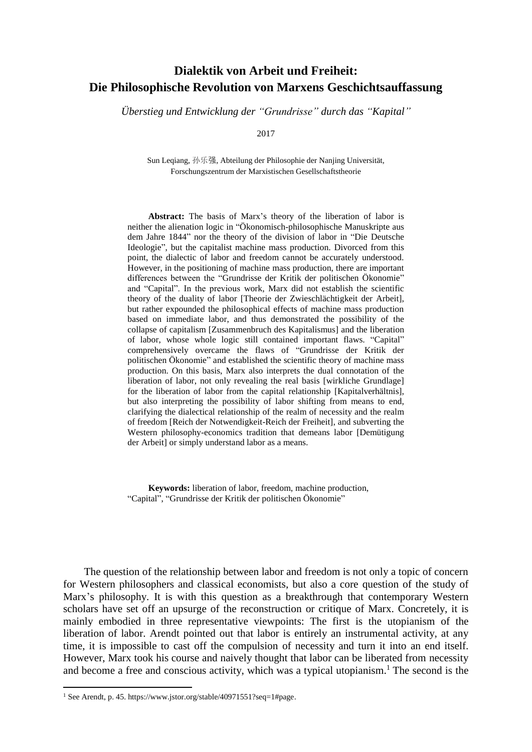# Dialektik von Arbeit und Freiheit: Die Philosophische Revolution von Marxens Geschichtsauffassung

*Überstieg und Entwicklung der "Grundrisse" durch das "Kapital"*

2017

Sun Leqiang, 孙乐强, Abteilung der Philosophie der Nanjing Universität, Forschungszentrum der Marxistischen Gesellschaftstheorie

**Abstract:** The basis of Marx's theory of the liberation of labor is neither the alienation logic in "Ökonomisch-philosophische Manuskripte aus dem Jahre 1844" nor the theory of the division of labor in "Die Deutsche Ideologie", but the capitalist machine mass production. Divorced from this point, the dialectic of labor and freedom cannot be accurately understood. However, in the positioning of machine mass production, there are important differences between the "Grundrisse der Kritik der politischen Ökonomie" and "Capital". In the previous work, Marx did not establish the scientific theory of the duality of labor [Theorie der Zwieschlächtigkeit der Arbeit], but rather expounded the philosophical effects of machine mass production based on immediate labor, and thus demonstrated the possibility of the collapse of capitalism [Zusammenbruch des Kapitalismus] and the liberation of labor, whose whole logic still contained important flaws. "Capital" comprehensively overcame the flaws of "Grundrisse der Kritik der politischen Ökonomie" and established the scientific theory of machine mass production. On this basis, Marx also interprets the dual connotation of the liberation of labor, not only revealing the real basis [wirkliche Grundlage] for the liberation of labor from the capital relationship [Kapitalverhältnis], but also interpreting the possibility of labor shifting from means to end, clarifying the dialectical relationship of the realm of necessity and the realm of freedom [Reich der Notwendigkeit-Reich der Freiheit], and subverting the Western philosophy-economics tradition that demeans labor [Demütigung der Arbeit] or simply understand labor as a means.

**Keywords:** liberation of labor, freedom, machine production, "Capital", "Grundrisse der Kritik der politischen Ökonomie"

The question of the relationship between labor and freedom is not only a topic of concern for Western philosophers and classical economists, but also a core question of the study of Marx's philosophy. It is with this question as a breakthrough that contemporary Western scholars have set off an upsurge of the reconstruction or critique of Marx. Concretely, it is mainly embodied in three representative viewpoints: The first is the utopianism of the liberation of labor. Arendt pointed out that labor is entirely an instrumental activity, at any time, it is impossible to cast off the compulsion of necessity and turn it into an end itself. However, Marx took his course and naively thought that labor can be liberated from necessity and become a free and conscious activity, which was a typical utopianism.[1] The second is the

[1] See Arendt, p. 45. https://www.jstor.org/stable/40971551?seq=1#page.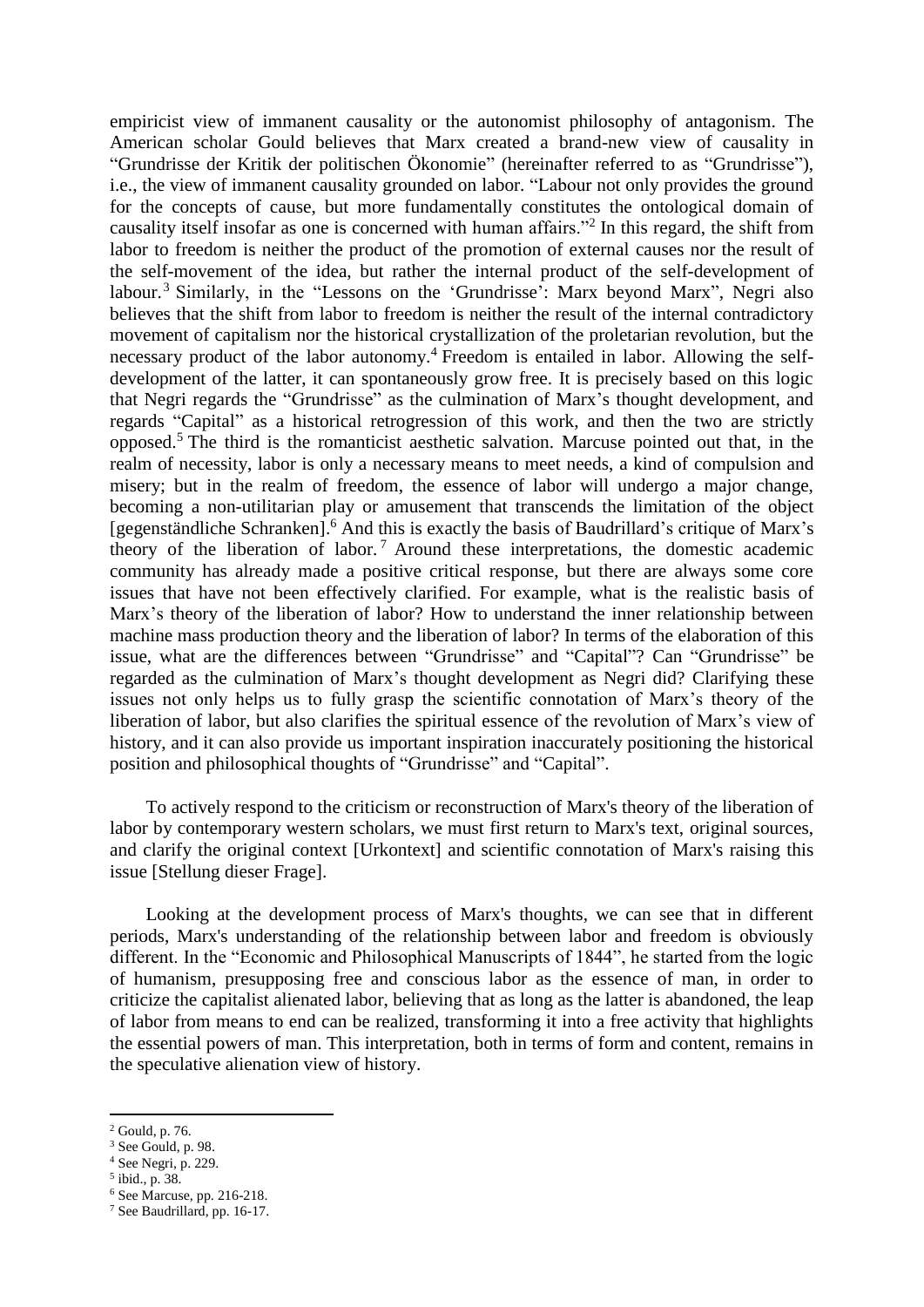empiricist view of immanent causality or the autonomist philosophy of antagonism. The American scholar Gould believes that Marx created a brand-new view of causality in "Grundrisse der Kritik der politischen Ökonomie" (hereinafter referred to as "Grundrisse"), i.e., the view of immanent causality grounded on labor. "Labour not only provides the ground for the concepts of cause, but more fundamentally constitutes the ontological domain of causality itself insofar as one is concerned with human affairs."[2] In this regard, the shift from labor to freedom is neither the product of the promotion of external causes nor the result of the self-movement of the idea, but rather the internal product of the self-development of labour.[3] Similarly, in the "Lessons on the 'Grundrisse': Marx beyond Marx", Negri also believes that the shift from labor to freedom is neither the result of the internal contradictory movement of capitalism nor the historical crystallization of the proletarian revolution, but the necessary product of the labor autonomy.[4] Freedom is entailed in labor. Allowing the self-development of the latter, it can spontaneously grow free. It is precisely based on this logic that Negri regards the "Grundrisse" as the culmination of Marx's thought development, and regards "Capital" as a historical retrogression of this work, and then the two are strictly opposed.[5] The third is the romanticist aesthetic salvation. Marcuse pointed out that, in the realm of necessity, labor is only a necessary means to meet needs, a kind of compulsion and misery; but in the realm of freedom, the essence of labor will undergo a major change, becoming a non-utilitarian play or amusement that transcends the limitation of the object [gegenständliche Schranken].[6] And this is exactly the basis of Baudrillard's critique of Marx's theory of the liberation of labor.[7] Around these interpretations, the domestic academic community has already made a positive critical response, but there are always some core issues that have not been effectively clarified. For example, what is the realistic basis of Marx's theory of the liberation of labor? How to understand the inner relationship between machine mass production theory and the liberation of labor? In terms of the elaboration of this issue, what are the differences between "Grundrisse" and "Capital"? Can "Grundrisse" be regarded as the culmination of Marx's thought development as Negri did? Clarifying these issues not only helps us to fully grasp the scientific connotation of Marx's theory of the liberation of labor, but also clarifies the spiritual essence of the revolution of Marx's view of history, and it can also provide us important inspiration inaccurately positioning the historical position and philosophical thoughts of "Grundrisse" and "Capital".

To actively respond to the criticism or reconstruction of Marx's theory of the liberation of labor by contemporary western scholars, we must first return to Marx's text, original sources, and clarify the original context [Urkontext] and scientific connotation of Marx's raising this issue [Stellung dieser Frage].

Looking at the development process of Marx's thoughts, we can see that in different periods, Marx's understanding of the relationship between labor and freedom is obviously different. In the "Economic and Philosophical Manuscripts of 1844", he started from the logic of humanism, presupposing free and conscious labor as the essence of man, in order to criticize the capitalist alienated labor, believing that as long as the latter is abandoned, the leap of labor from means to end can be realized, transforming it into a free activity that highlights the essential powers of man. This interpretation, both in terms of form and content, remains in the speculative alienation view of history.

---

[2] Gould, p. 76.

[3] See Gould, p. 98.

[4] See Negri, p. 229.

[5] ibid., p. 38.

[6] See Marcuse, pp. 216-218.

[7] See Baudrillard, pp. 16-17.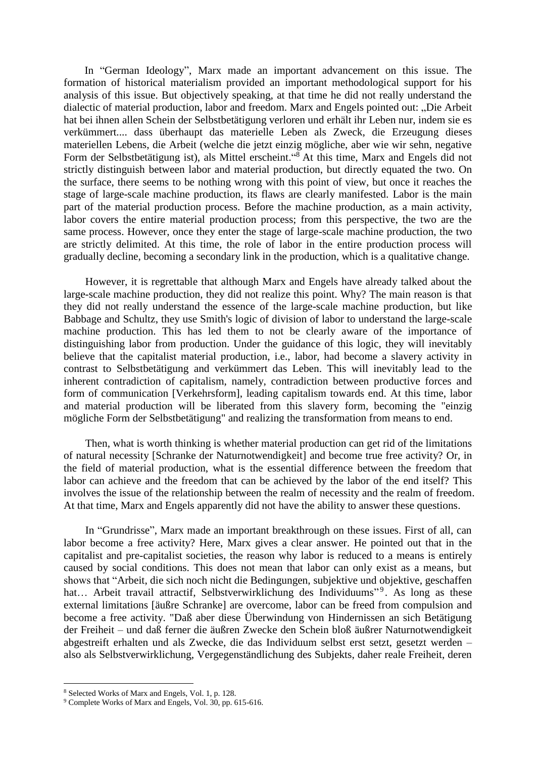In “German Ideology”, Marx made an important advancement on this issue. The formation of historical materialism provided an important methodological support for his analysis of this issue. But objectively speaking, at that time he did not really understand the dialectic of material production, labor and freedom. Marx and Engels pointed out: „Die Arbeit hat bei ihnen allen Schein der Selbstbetätigung verloren und erhält ihr Leben nur, indem sie es verkümmert.... dass überhaupt das materielle Leben als Zweck, die Erzeugung dieses materiellen Lebens, die Arbeit (welche die jetzt einzig mögliche, aber wie wir sehn, negative Form der Selbstbetätigung ist), als Mittel erscheint.“[8] At this time, Marx and Engels did not strictly distinguish between labor and material production, but directly equated the two. On the surface, there seems to be nothing wrong with this point of view, but once it reaches the stage of large-scale machine production, its flaws are clearly manifested. Labor is the main part of the material production process. Before the machine production, as a main activity, labor covers the entire material production process; from this perspective, the two are the same process. However, once they enter the stage of large-scale machine production, the two are strictly delimited. At this time, the role of labor in the entire production process will gradually decline, becoming a secondary link in the production, which is a qualitative change.

However, it is regrettable that although Marx and Engels have already talked about the large-scale machine production, they did not realize this point. Why? The main reason is that they did not really understand the essence of the large-scale machine production, but like Babbage and Schultz, they use Smith's logic of division of labor to understand the large-scale machine production. This has led them to not be clearly aware of the importance of distinguishing labor from production. Under the guidance of this logic, they will inevitably believe that the capitalist material production, i.e., labor, had become a slavery activity in contrast to Selbstbetätigung and verkümmert das Leben. This will inevitably lead to the inherent contradiction of capitalism, namely, contradiction between productive forces and form of communication [Verkehrsform], leading capitalism towards end. At this time, labor and material production will be liberated from this slavery form, becoming the "einzig mögliche Form der Selbstbetätigung" and realizing the transformation from means to end.

Then, what is worth thinking is whether material production can get rid of the limitations of natural necessity [Schranke der Naturnotwendigkeit] and become true free activity? Or, in the field of material production, what is the essential difference between the freedom that labor can achieve and the freedom that can be achieved by the labor of the end itself? This involves the issue of the relationship between the realm of necessity and the realm of freedom. At that time, Marx and Engels apparently did not have the ability to answer these questions.

In “Grundrisse”, Marx made an important breakthrough on these issues. First of all, can labor become a free activity? Here, Marx gives a clear answer. He pointed out that in the capitalist and pre-capitalist societies, the reason why labor is reduced to a means is entirely caused by social conditions. This does not mean that labor can only exist as a means, but shows that “Arbeit, die sich noch nicht die Bedingungen, subjektive und objektive, geschaffen hat… Arbeit travail attractif, Selbstverwirklichung des Individuums”[9]. As long as these external limitations [äußre Schranke] are overcome, labor can be freed from compulsion and become a free activity. "Daß aber diese Überwindung von Hindernissen an sich Betätigung der Freiheit – und daß ferner die äußren Zwecke den Schein bloß äußrer Naturnotwendigkeit abgestreift erhalten und als Zwecke, die das Individuum selbst erst setzt, gesetzt werden – also als Selbstverwirklichung, Vergegenständlichung des Subjekts, daher reale Freiheit, deren

---

[8] Selected Works of Marx and Engels, Vol. 1, p. 128.

[9] Complete Works of Marx and Engels, Vol. 30, pp. 615-616.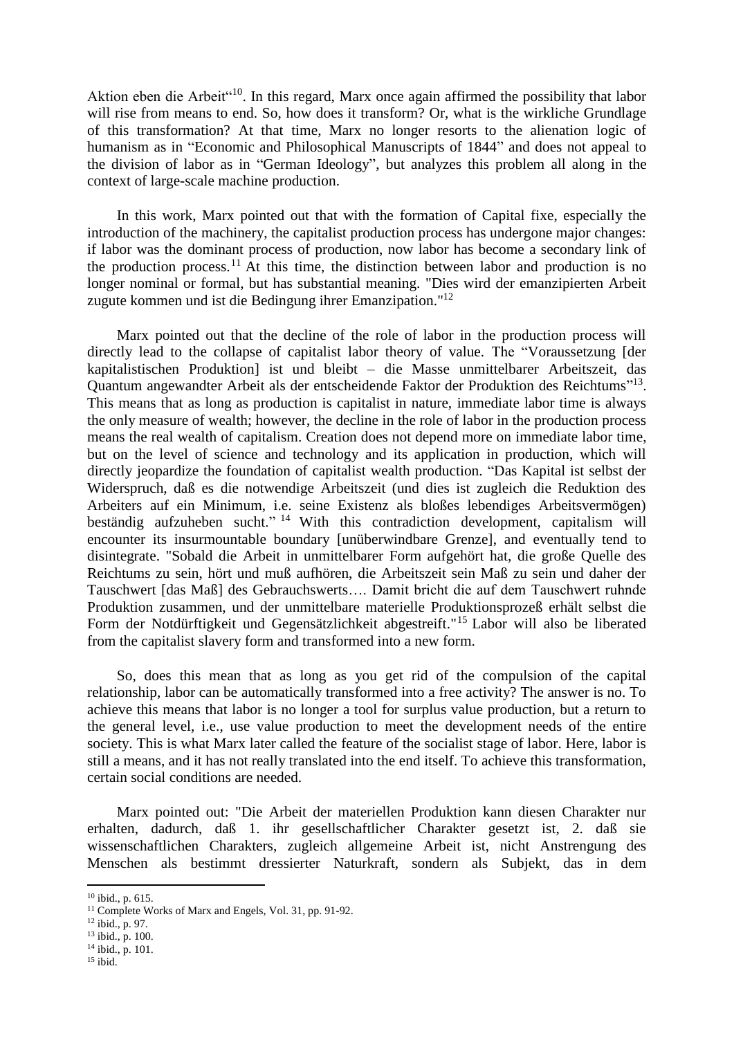Aktion eben die Arbeit“[10]. In this regard, Marx once again affirmed the possibility that labor will rise from means to end. So, how does it transform? Or, what is the wirkliche Grundlage of this transformation? At that time, Marx no longer resorts to the alienation logic of humanism as in “Economic and Philosophical Manuscripts of 1844” and does not appeal to the division of labor as in “German Ideology”, but analyzes this problem all along in the context of large-scale machine production.

In this work, Marx pointed out that with the formation of Capital fixe, especially the introduction of the machinery, the capitalist production process has undergone major changes: if labor was the dominant process of production, now labor has become a secondary link of the production process.[11] At this time, the distinction between labor and production is no longer nominal or formal, but has substantial meaning. "Dies wird der emanzipierten Arbeit zugute kommen und ist die Bedingung ihrer Emanzipation."[12]

Marx pointed out that the decline of the role of labor in the production process will directly lead to the collapse of capitalist labor theory of value. The “Voraussetzung [der kapitalistischen Produktion] ist und bleibt – die Masse unmittelbarer Arbeitszeit, das Quantum angewandter Arbeit als der entscheidende Faktor der Produktion des Reichtums”[13]. This means that as long as production is capitalist in nature, immediate labor time is always the only measure of wealth; however, the decline in the role of labor in the production process means the real wealth of capitalism. Creation does not depend more on immediate labor time, but on the level of science and technology and its application in production, which will directly jeopardize the foundation of capitalist wealth production. “Das Kapital ist selbst der Widerspruch, daß es die notwendige Arbeitszeit (und dies ist zugleich die Reduktion des Arbeiters auf ein Minimum, i.e. seine Existenz als bloßes lebendiges Arbeitsvermögen) beständig aufzuheben sucht.” [14] With this contradiction development, capitalism will encounter its insurmountable boundary [unüberwindbare Grenze], and eventually tend to disintegrate. "Sobald die Arbeit in unmittelbarer Form aufgehört hat, die große Quelle des Reichtums zu sein, hört und muß aufhören, die Arbeitszeit sein Maß zu sein und daher der Tauschwert [das Maß] des Gebrauchswerts…. Damit bricht die auf dem Tauschwert ruhnde Produktion zusammen, und der unmittelbare materielle Produktionsprozeß erhält selbst die Form der Notdürftigkeit und Gegensätzlichkeit abgestreift."[15] Labor will also be liberated from the capitalist slavery form and transformed into a new form.

So, does this mean that as long as you get rid of the compulsion of the capital relationship, labor can be automatically transformed into a free activity? The answer is no. To achieve this means that labor is no longer a tool for surplus value production, but a return to the general level, i.e., use value production to meet the development needs of the entire society. This is what Marx later called the feature of the socialist stage of labor. Here, labor is still a means, and it has not really translated into the end itself. To achieve this transformation, certain social conditions are needed.

Marx pointed out: "Die Arbeit der materiellen Produktion kann diesen Charakter nur erhalten, dadurch, daß 1. ihr gesellschaftlicher Charakter gesetzt ist, 2. daß sie wissenschaftlichen Charakters, zugleich allgemeine Arbeit ist, nicht Anstrengung des Menschen als bestimmt dressierter Naturkraft, sondern als Subjekt, das in dem

---

[10] ibid., p. 615.
[11] Complete Works of Marx and Engels, Vol. 31, pp. 91-92.
[12] ibid., p. 97.
[13] ibid., p. 100.
[14] ibid., p. 101.
[15] ibid.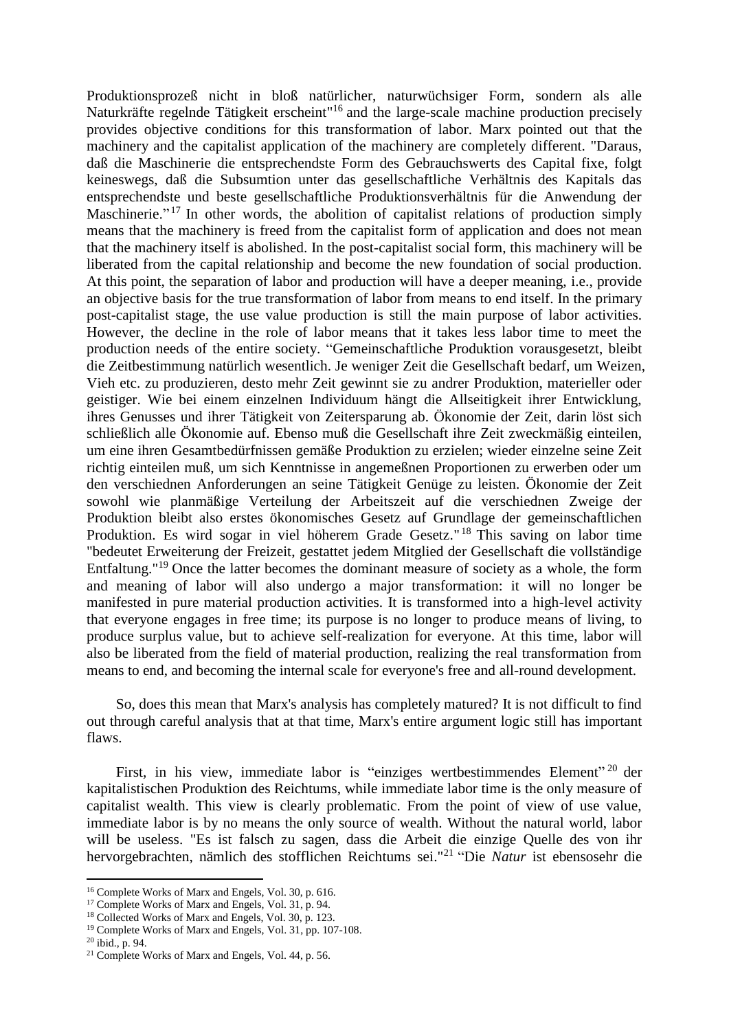Produktionsprozeß nicht in bloß natürlicher, naturwüchsiger Form, sondern als alle Naturkräfte regelnde Tätigkeit erscheint"[16] and the large-scale machine production precisely provides objective conditions for this transformation of labor. Marx pointed out that the machinery and the capitalist application of the machinery are completely different. "Daraus, daß die Maschinerie die entsprechendste Form des Gebrauchswerts des Capital fixe, folgt keineswegs, daß die Subsumtion unter das gesellschaftliche Verhältnis des Kapitals das entsprechendste und beste gesellschaftliche Produktionsverhältnis für die Anwendung der Maschinerie."[17] In other words, the abolition of capitalist relations of production simply means that the machinery is freed from the capitalist form of application and does not mean that the machinery itself is abolished. In the post-capitalist social form, this machinery will be liberated from the capital relationship and become the new foundation of social production. At this point, the separation of labor and production will have a deeper meaning, i.e., provide an objective basis for the true transformation of labor from means to end itself. In the primary post-capitalist stage, the use value production is still the main purpose of labor activities. However, the decline in the role of labor means that it takes less labor time to meet the production needs of the entire society. "Gemeinschaftliche Produktion vorausgesetzt, bleibt die Zeitbestimmung natürlich wesentlich. Je weniger Zeit die Gesellschaft bedarf, um Weizen, Vieh etc. zu produzieren, desto mehr Zeit gewinnt sie zu andrer Produktion, materieller oder geistiger. Wie bei einem einzelnen Individuum hängt die Allseitigkeit ihrer Entwicklung, ihres Genusses und ihrer Tätigkeit von Zeitersparung ab. Ökonomie der Zeit, darin löst sich schließlich alle Ökonomie auf. Ebenso muß die Gesellschaft ihre Zeit zweckmäßig einteilen, um eine ihren Gesamtbedürfnissen gemäße Produktion zu erzielen; wieder einzelne seine Zeit richtig einteilen muß, um sich Kenntnisse in angemeßnen Proportionen zu erwerben oder um den verschiednen Anforderungen an seine Tätigkeit Genüge zu leisten. Ökonomie der Zeit sowohl wie planmäßige Verteilung der Arbeitszeit auf die verschiednen Zweige der Produktion bleibt also erstes ökonomisches Gesetz auf Grundlage der gemeinschaftlichen Produktion. Es wird sogar in viel höherem Grade Gesetz."[18] This saving on labor time "bedeutet Erweiterung der Freizeit, gestattet jedem Mitglied der Gesellschaft die vollständige Entfaltung."[19] Once the latter becomes the dominant measure of society as a whole, the form and meaning of labor will also undergo a major transformation: it will no longer be manifested in pure material production activities. It is transformed into a high-level activity that everyone engages in free time; its purpose is no longer to produce means of living, to produce surplus value, but to achieve self-realization for everyone. At this time, labor will also be liberated from the field of material production, realizing the real transformation from means to end, and becoming the internal scale for everyone's free and all-round development.

So, does this mean that Marx's analysis has completely matured? It is not difficult to find out through careful analysis that at that time, Marx's entire argument logic still has important flaws.

First, in his view, immediate labor is "einziges wertbestimmendes Element"[20] der kapitalistischen Produktion des Reichtums, while immediate labor time is the only measure of capitalist wealth. This view is clearly problematic. From the point of view of use value, immediate labor is by no means the only source of wealth. Without the natural world, labor will be useless. "Es ist falsch zu sagen, dass die Arbeit die einzige Quelle des von ihr hervorgebrachten, nämlich des stofflichen Reichtums sei."[21] "Die *Natur* ist ebensosehr die

---

[16] Complete Works of Marx and Engels, Vol. 30, p. 616.

[17] Complete Works of Marx and Engels, Vol. 31, p. 94.

[18] Collected Works of Marx and Engels, Vol. 30, p. 123.

[19] Complete Works of Marx and Engels, Vol. 31, pp. 107-108.

[20] ibid., p. 94.

[21] Complete Works of Marx and Engels, Vol. 44, p. 56.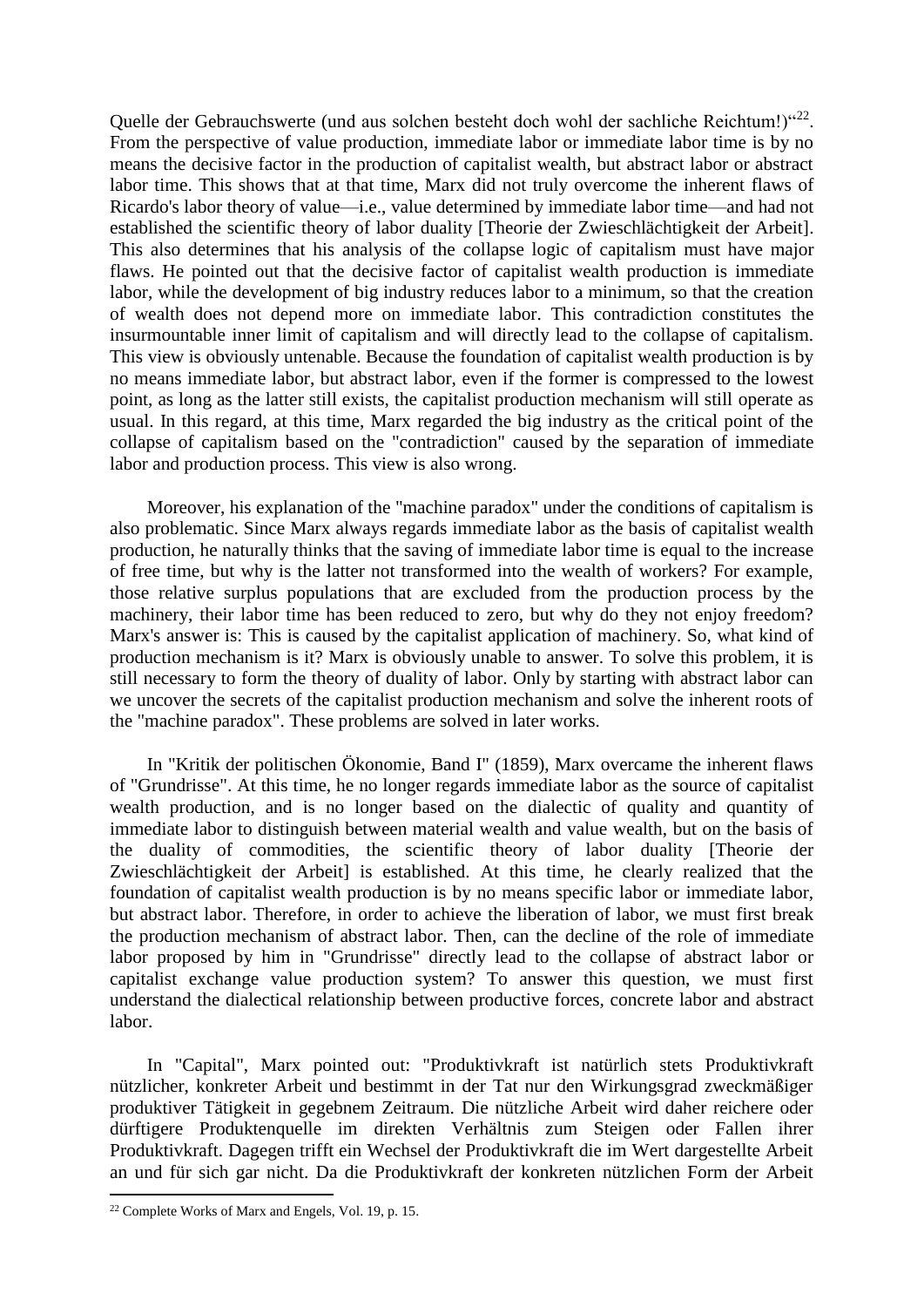Quelle der Gebrauchswerte (und aus solchen besteht doch wohl der sachliche Reichtum!)"[22]. From the perspective of value production, immediate labor or immediate labor time is by no means the decisive factor in the production of capitalist wealth, but abstract labor or abstract labor time. This shows that at that time, Marx did not truly overcome the inherent flaws of Ricardo's labor theory of value—i.e., value determined by immediate labor time—and had not established the scientific theory of labor duality [Theorie der Zwieschlächtigkeit der Arbeit]. This also determines that his analysis of the collapse logic of capitalism must have major flaws. He pointed out that the decisive factor of capitalist wealth production is immediate labor, while the development of big industry reduces labor to a minimum, so that the creation of wealth does not depend more on immediate labor. This contradiction constitutes the insurmountable inner limit of capitalism and will directly lead to the collapse of capitalism. This view is obviously untenable. Because the foundation of capitalist wealth production is by no means immediate labor, but abstract labor, even if the former is compressed to the lowest point, as long as the latter still exists, the capitalist production mechanism will still operate as usual. In this regard, at this time, Marx regarded the big industry as the critical point of the collapse of capitalism based on the "contradiction" caused by the separation of immediate labor and production process. This view is also wrong.

Moreover, his explanation of the "machine paradox" under the conditions of capitalism is also problematic. Since Marx always regards immediate labor as the basis of capitalist wealth production, he naturally thinks that the saving of immediate labor time is equal to the increase of free time, but why is the latter not transformed into the wealth of workers? For example, those relative surplus populations that are excluded from the production process by the machinery, their labor time has been reduced to zero, but why do they not enjoy freedom? Marx's answer is: This is caused by the capitalist application of machinery. So, what kind of production mechanism is it? Marx is obviously unable to answer. To solve this problem, it is still necessary to form the theory of duality of labor. Only by starting with abstract labor can we uncover the secrets of the capitalist production mechanism and solve the inherent roots of the "machine paradox". These problems are solved in later works.

In "Kritik der politischen Ökonomie, Band I" (1859), Marx overcame the inherent flaws of "Grundrisse". At this time, he no longer regards immediate labor as the source of capitalist wealth production, and is no longer based on the dialectic of quality and quantity of immediate labor to distinguish between material wealth and value wealth, but on the basis of the duality of commodities, the scientific theory of labor duality [Theorie der Zwieschlächtigkeit der Arbeit] is established. At this time, he clearly realized that the foundation of capitalist wealth production is by no means specific labor or immediate labor, but abstract labor. Therefore, in order to achieve the liberation of labor, we must first break the production mechanism of abstract labor. Then, can the decline of the role of immediate labor proposed by him in "Grundrisse" directly lead to the collapse of abstract labor or capitalist exchange value production system? To answer this question, we must first understand the dialectical relationship between productive forces, concrete labor and abstract labor.

In "Capital", Marx pointed out: "Produktivkraft ist natürlich stets Produktivkraft nützlicher, konkreter Arbeit und bestimmt in der Tat nur den Wirkungsgrad zweckmäßiger produktiver Tätigkeit in gegebnem Zeitraum. Die nützliche Arbeit wird daher reichere oder dürftigere Produktenquelle im direkten Verhältnis zum Steigen oder Fallen ihrer Produktivkraft. Dagegen trifft ein Wechsel der Produktivkraft die im Wert dargestellte Arbeit an und für sich gar nicht. Da die Produktivkraft der konkreten nützlichen Form der Arbeit

[22] Complete Works of Marx and Engels, Vol. 19, p. 15.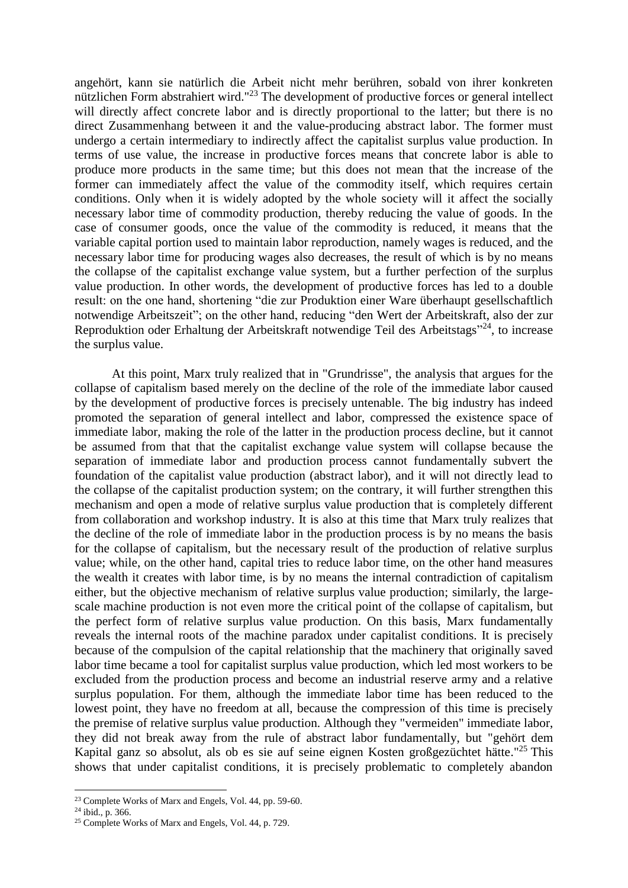angehört, kann sie natürlich die Arbeit nicht mehr berühren, sobald von ihrer konkreten nützlichen Form abstrahiert wird."[23] The development of productive forces or general intellect will directly affect concrete labor and is directly proportional to the latter; but there is no direct Zusammenhang between it and the value-producing abstract labor. The former must undergo a certain intermediary to indirectly affect the capitalist surplus value production. In terms of use value, the increase in productive forces means that concrete labor is able to produce more products in the same time; but this does not mean that the increase of the former can immediately affect the value of the commodity itself, which requires certain conditions. Only when it is widely adopted by the whole society will it affect the socially necessary labor time of commodity production, thereby reducing the value of goods. In the case of consumer goods, once the value of the commodity is reduced, it means that the variable capital portion used to maintain labor reproduction, namely wages is reduced, and the necessary labor time for producing wages also decreases, the result of which is by no means the collapse of the capitalist exchange value system, but a further perfection of the surplus value production. In other words, the development of productive forces has led to a double result: on the one hand, shortening "die zur Produktion einer Ware überhaupt gesellschaftlich notwendige Arbeitszeit"; on the other hand, reducing "den Wert der Arbeitskraft, also der zur Reproduktion oder Erhaltung der Arbeitskraft notwendige Teil des Arbeitstags"[24], to increase the surplus value.

At this point, Marx truly realized that in "Grundrisse", the analysis that argues for the collapse of capitalism based merely on the decline of the role of the immediate labor caused by the development of productive forces is precisely untenable. The big industry has indeed promoted the separation of general intellect and labor, compressed the existence space of immediate labor, making the role of the latter in the production process decline, but it cannot be assumed from that that the capitalist exchange value system will collapse because the separation of immediate labor and production process cannot fundamentally subvert the foundation of the capitalist value production (abstract labor), and it will not directly lead to the collapse of the capitalist production system; on the contrary, it will further strengthen this mechanism and open a mode of relative surplus value production that is completely different from collaboration and workshop industry. It is also at this time that Marx truly realizes that the decline of the role of immediate labor in the production process is by no means the basis for the collapse of capitalism, but the necessary result of the production of relative surplus value; while, on the other hand, capital tries to reduce labor time, on the other hand measures the wealth it creates with labor time, is by no means the internal contradiction of capitalism either, but the objective mechanism of relative surplus value production; similarly, the large-scale machine production is not even more the critical point of the collapse of capitalism, but the perfect form of relative surplus value production. On this basis, Marx fundamentally reveals the internal roots of the machine paradox under capitalist conditions. It is precisely because of the compulsion of the capital relationship that the machinery that originally saved labor time became a tool for capitalist surplus value production, which led most workers to be excluded from the production process and become an industrial reserve army and a relative surplus population. For them, although the immediate labor time has been reduced to the lowest point, they have no freedom at all, because the compression of this time is precisely the premise of relative surplus value production. Although they "vermeiden" immediate labor, they did not break away from the rule of abstract labor fundamentally, but "gehört dem Kapital ganz so absolut, als ob es sie auf seine eignen Kosten großgezüchtet hätte."[25] This shows that under capitalist conditions, it is precisely problematic to completely abandon

---

[23] Complete Works of Marx and Engels, Vol. 44, pp. 59-60.

[24] ibid., p. 366.

[25] Complete Works of Marx and Engels, Vol. 44, p. 729.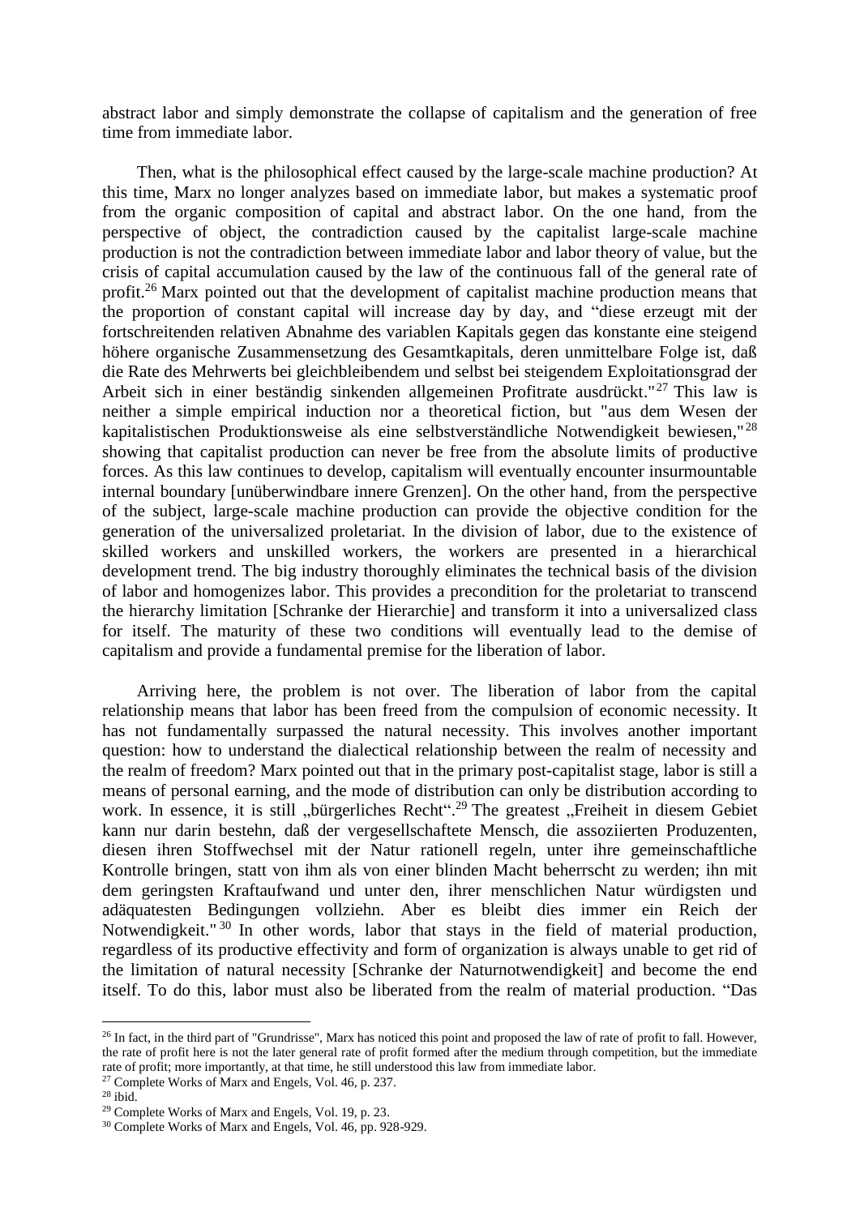abstract labor and simply demonstrate the collapse of capitalism and the generation of free time from immediate labor.

Then, what is the philosophical effect caused by the large-scale machine production? At this time, Marx no longer analyzes based on immediate labor, but makes a systematic proof from the organic composition of capital and abstract labor. On the one hand, from the perspective of object, the contradiction caused by the capitalist large-scale machine production is not the contradiction between immediate labor and labor theory of value, but the crisis of capital accumulation caused by the law of the continuous fall of the general rate of profit.[26] Marx pointed out that the development of capitalist machine production means that the proportion of constant capital will increase day by day, and "diese erzeugt mit der fortschreitenden relativen Abnahme des variablen Kapitals gegen das konstante eine steigend höhere organische Zusammensetzung des Gesamtkapitals, deren unmittelbare Folge ist, daß die Rate des Mehrwerts bei gleichbleibendem und selbst bei steigendem Exploitationsgrad der Arbeit sich in einer beständig sinkenden allgemeinen Profitrate ausdrückt."[27] This law is neither a simple empirical induction nor a theoretical fiction, but "aus dem Wesen der kapitalistischen Produktionsweise als eine selbstverständliche Notwendigkeit bewiesen,"[28] showing that capitalist production can never be free from the absolute limits of productive forces. As this law continues to develop, capitalism will eventually encounter insurmountable internal boundary [unüberwindbare innere Grenzen]. On the other hand, from the perspective of the subject, large-scale machine production can provide the objective condition for the generation of the universalized proletariat. In the division of labor, due to the existence of skilled workers and unskilled workers, the workers are presented in a hierarchical development trend. The big industry thoroughly eliminates the technical basis of the division of labor and homogenizes labor. This provides a precondition for the proletariat to transcend the hierarchy limitation [Schranke der Hierarchie] and transform it into a universalized class for itself. The maturity of these two conditions will eventually lead to the demise of capitalism and provide a fundamental premise for the liberation of labor.

Arriving here, the problem is not over. The liberation of labor from the capital relationship means that labor has been freed from the compulsion of economic necessity. It has not fundamentally surpassed the natural necessity. This involves another important question: how to understand the dialectical relationship between the realm of necessity and the realm of freedom? Marx pointed out that in the primary post-capitalist stage, labor is still a means of personal earning, and the mode of distribution can only be distribution according to work. In essence, it is still „bürgerliches Recht".[29] The greatest „Freiheit in diesem Gebiet kann nur darin bestehn, daß der vergesellschaftete Mensch, die assoziierten Produzenten, diesen ihren Stoffwechsel mit der Natur rationell regeln, unter ihre gemeinschaftliche Kontrolle bringen, statt von ihm als von einer blinden Macht beherrscht zu werden; ihn mit dem geringsten Kraftaufwand und unter den, ihrer menschlichen Natur würdigsten und adäquatesten Bedingungen vollziehn. Aber es bleibt dies immer ein Reich der Notwendigkeit."[30] In other words, labor that stays in the field of material production, regardless of its productive effectivity and form of organization is always unable to get rid of the limitation of natural necessity [Schranke der Naturnotwendigkeit] and become the end itself. To do this, labor must also be liberated from the realm of material production. "Das

---

[26] In fact, in the third part of "Grundrisse", Marx has noticed this point and proposed the law of rate of profit to fall. However, the rate of profit here is not the later general rate of profit formed after the medium through competition, but the immediate rate of profit; more importantly, at that time, he still understood this law from immediate labor.

[27] Complete Works of Marx and Engels, Vol. 46, p. 237.

[28] ibid.

[29] Complete Works of Marx and Engels, Vol. 19, p. 23.

[30] Complete Works of Marx and Engels, Vol. 46, pp. 928-929.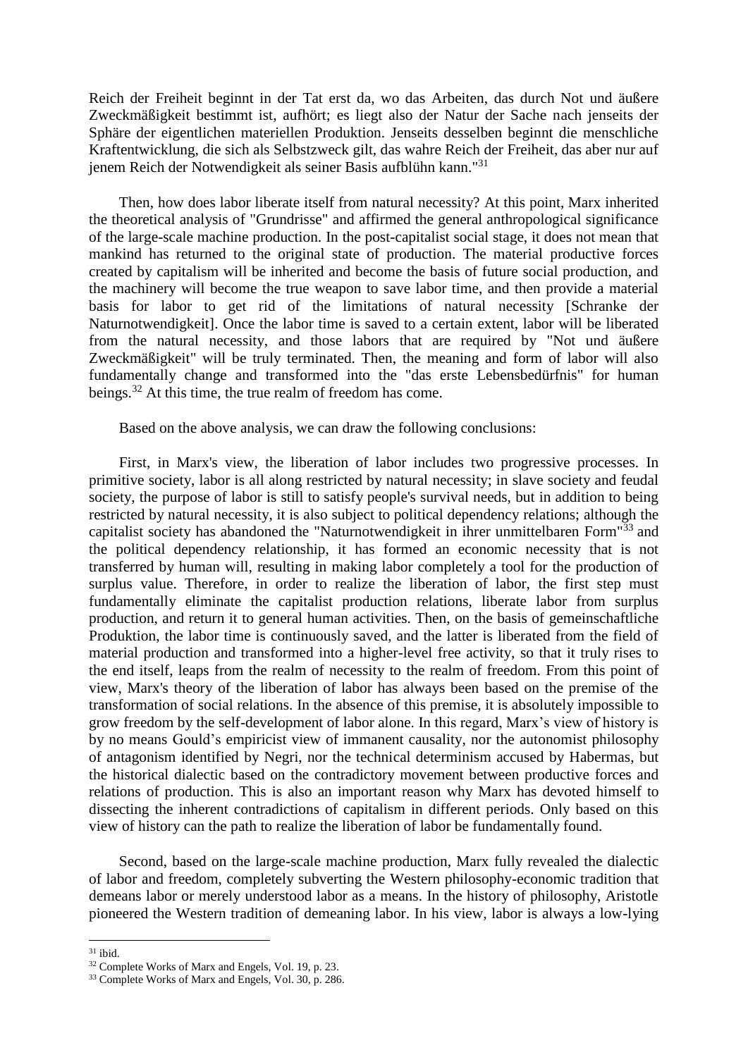Reich der Freiheit beginnt in der Tat erst da, wo das Arbeiten, das durch Not und äußere Zweckmäßigkeit bestimmt ist, aufhört; es liegt also der Natur der Sache nach jenseits der Sphäre der eigentlichen materiellen Produktion. Jenseits desselben beginnt die menschliche Kraftentwicklung, die sich als Selbstzweck gilt, das wahre Reich der Freiheit, das aber nur auf jenem Reich der Notwendigkeit als seiner Basis aufblühn kann."[31]

Then, how does labor liberate itself from natural necessity? At this point, Marx inherited the theoretical analysis of "Grundrisse" and affirmed the general anthropological significance of the large-scale machine production. In the post-capitalist social stage, it does not mean that mankind has returned to the original state of production. The material productive forces created by capitalism will be inherited and become the basis of future social production, and the machinery will become the true weapon to save labor time, and then provide a material basis for labor to get rid of the limitations of natural necessity [Schranke der Naturnotwendigkeit]. Once the labor time is saved to a certain extent, labor will be liberated from the natural necessity, and those labors that are required by "Not und äußere Zweckmäßigkeit" will be truly terminated. Then, the meaning and form of labor will also fundamentally change and transformed into the "das erste Lebensbedürfnis" for human beings.[32] At this time, the true realm of freedom has come.

Based on the above analysis, we can draw the following conclusions:

First, in Marx's view, the liberation of labor includes two progressive processes. In primitive society, labor is all along restricted by natural necessity; in slave society and feudal society, the purpose of labor is still to satisfy people's survival needs, but in addition to being restricted by natural necessity, it is also subject to political dependency relations; although the capitalist society has abandoned the "Naturnotwendigkeit in ihrer unmittelbaren Form"[33] and the political dependency relationship, it has formed an economic necessity that is not transferred by human will, resulting in making labor completely a tool for the production of surplus value. Therefore, in order to realize the liberation of labor, the first step must fundamentally eliminate the capitalist production relations, liberate labor from surplus production, and return it to general human activities. Then, on the basis of gemeinschaftliche Produktion, the labor time is continuously saved, and the latter is liberated from the field of material production and transformed into a higher-level free activity, so that it truly rises to the end itself, leaps from the realm of necessity to the realm of freedom. From this point of view, Marx's theory of the liberation of labor has always been based on the premise of the transformation of social relations. In the absence of this premise, it is absolutely impossible to grow freedom by the self-development of labor alone. In this regard, Marx's view of history is by no means Gould's empiricist view of immanent causality, nor the autonomist philosophy of antagonism identified by Negri, nor the technical determinism accused by Habermas, but the historical dialectic based on the contradictory movement between productive forces and relations of production. This is also an important reason why Marx has devoted himself to dissecting the inherent contradictions of capitalism in different periods. Only based on this view of history can the path to realize the liberation of labor be fundamentally found.

Second, based on the large-scale machine production, Marx fully revealed the dialectic of labor and freedom, completely subverting the Western philosophy-economic tradition that demeans labor or merely understood labor as a means. In the history of philosophy, Aristotle pioneered the Western tradition of demeaning labor. In his view, labor is always a low-lying

[31] ibid.

[32] Complete Works of Marx and Engels, Vol. 19, p. 23.

[33] Complete Works of Marx and Engels, Vol. 30, p. 286.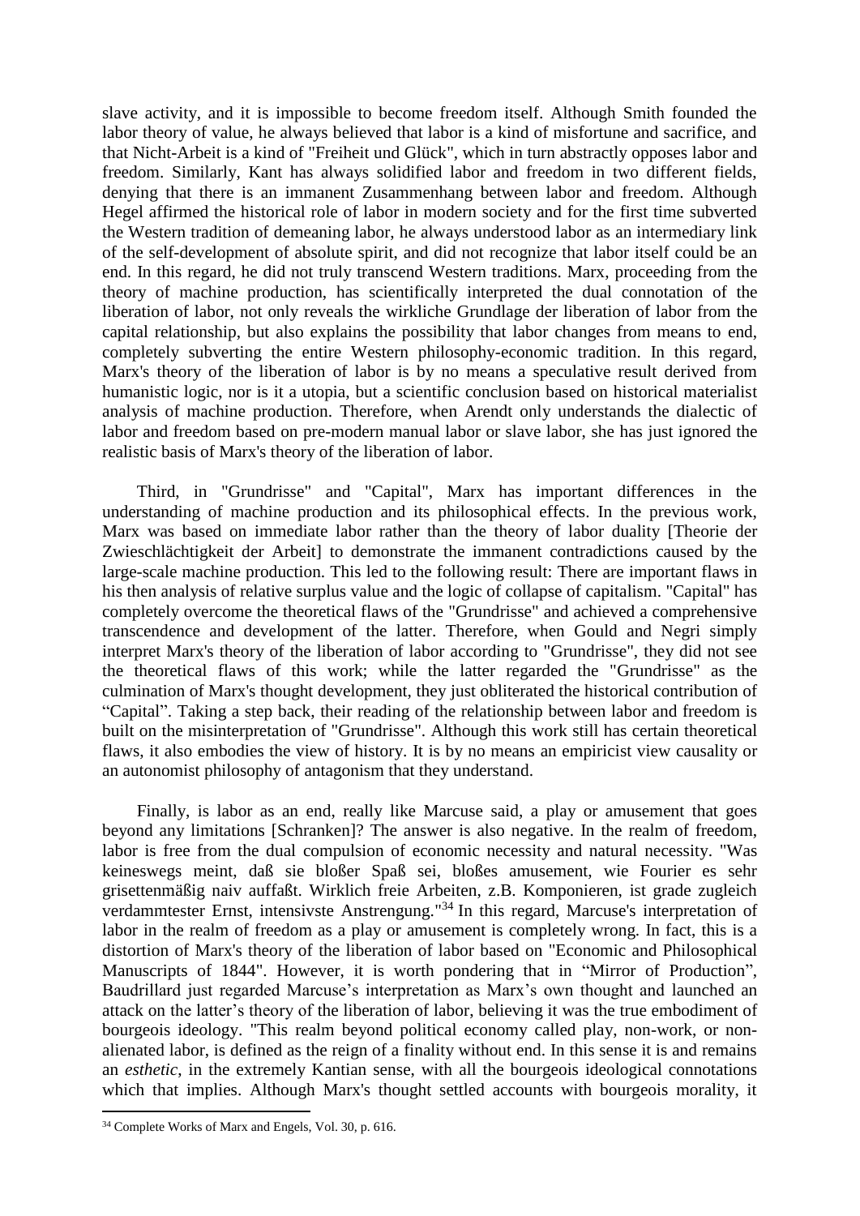slave activity, and it is impossible to become freedom itself. Although Smith founded the labor theory of value, he always believed that labor is a kind of misfortune and sacrifice, and that Nicht-Arbeit is a kind of "Freiheit und Glück", which in turn abstractly opposes labor and freedom. Similarly, Kant has always solidified labor and freedom in two different fields, denying that there is an immanent Zusammenhang between labor and freedom. Although Hegel affirmed the historical role of labor in modern society and for the first time subverted the Western tradition of demeaning labor, he always understood labor as an intermediary link of the self-development of absolute spirit, and did not recognize that labor itself could be an end. In this regard, he did not truly transcend Western traditions. Marx, proceeding from the theory of machine production, has scientifically interpreted the dual connotation of the liberation of labor, not only reveals the wirkliche Grundlage der liberation of labor from the capital relationship, but also explains the possibility that labor changes from means to end, completely subverting the entire Western philosophy-economic tradition. In this regard, Marx's theory of the liberation of labor is by no means a speculative result derived from humanistic logic, nor is it a utopia, but a scientific conclusion based on historical materialist analysis of machine production. Therefore, when Arendt only understands the dialectic of labor and freedom based on pre-modern manual labor or slave labor, she has just ignored the realistic basis of Marx's theory of the liberation of labor.

Third, in "Grundrisse" and "Capital", Marx has important differences in the understanding of machine production and its philosophical effects. In the previous work, Marx was based on immediate labor rather than the theory of labor duality [Theorie der Zwieschlächtigkeit der Arbeit] to demonstrate the immanent contradictions caused by the large-scale machine production. This led to the following result: There are important flaws in his then analysis of relative surplus value and the logic of collapse of capitalism. "Capital" has completely overcome the theoretical flaws of the "Grundrisse" and achieved a comprehensive transcendence and development of the latter. Therefore, when Gould and Negri simply interpret Marx's theory of the liberation of labor according to "Grundrisse", they did not see the theoretical flaws of this work; while the latter regarded the "Grundrisse" as the culmination of Marx's thought development, they just obliterated the historical contribution of "Capital". Taking a step back, their reading of the relationship between labor and freedom is built on the misinterpretation of "Grundrisse". Although this work still has certain theoretical flaws, it also embodies the view of history. It is by no means an empiricist view causality or an autonomist philosophy of antagonism that they understand.

Finally, is labor as an end, really like Marcuse said, a play or amusement that goes beyond any limitations [Schranken]? The answer is also negative. In the realm of freedom, labor is free from the dual compulsion of economic necessity and natural necessity. "Was keineswegs meint, daß sie bloßer Spaß sei, bloßes amusement, wie Fourier es sehr grisettenmäßig naiv auffaßt. Wirklich freie Arbeiten, z.B. Komponieren, ist grade zugleich verdammtester Ernst, intensivste Anstrengung."[34] In this regard, Marcuse's interpretation of labor in the realm of freedom as a play or amusement is completely wrong. In fact, this is a distortion of Marx's theory of the liberation of labor based on "Economic and Philosophical Manuscripts of 1844". However, it is worth pondering that in "Mirror of Production", Baudrillard just regarded Marcuse's interpretation as Marx's own thought and launched an attack on the latter's theory of the liberation of labor, believing it was the true embodiment of bourgeois ideology. "This realm beyond political economy called play, non-work, or non-alienated labor, is defined as the reign of a finality without end. In this sense it is and remains an *esthetic*, in the extremely Kantian sense, with all the bourgeois ideological connotations which that implies. Although Marx's thought settled accounts with bourgeois morality, it

[34] Complete Works of Marx and Engels, Vol. 30, p. 616.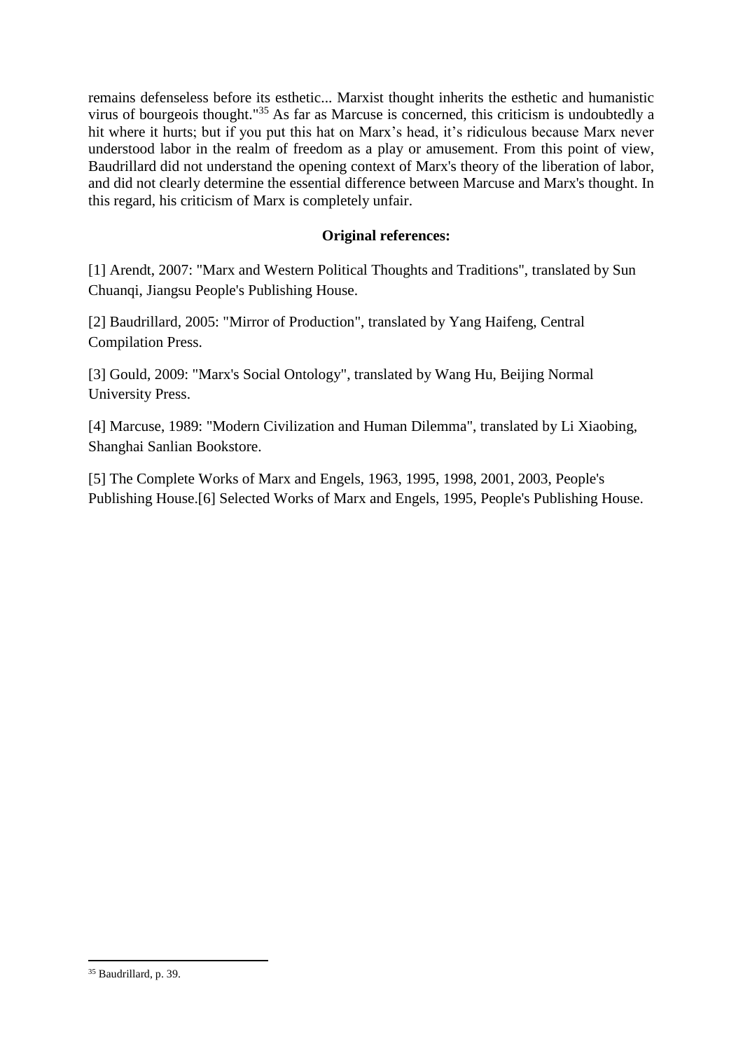remains defenseless before its esthetic... Marxist thought inherits the esthetic and humanistic virus of bourgeois thought."[35] As far as Marcuse is concerned, this criticism is undoubtedly a hit where it hurts; but if you put this hat on Marx's head, it's ridiculous because Marx never understood labor in the realm of freedom as a play or amusement. From this point of view, Baudrillard did not understand the opening context of Marx's theory of the liberation of labor, and did not clearly determine the essential difference between Marcuse and Marx's thought. In this regard, his criticism of Marx is completely unfair.

**Original references:**

[1] Arendt, 2007: "Marx and Western Political Thoughts and Traditions", translated by Sun Chuanqi, Jiangsu People's Publishing House.

[2] Baudrillard, 2005: "Mirror of Production", translated by Yang Haifeng, Central Compilation Press.

[3] Gould, 2009: "Marx's Social Ontology", translated by Wang Hu, Beijing Normal University Press.

[4] Marcuse, 1989: "Modern Civilization and Human Dilemma", translated by Li Xiaobing, Shanghai Sanlian Bookstore.

[5] The Complete Works of Marx and Engels, 1963, 1995, 1998, 2001, 2003, People's Publishing House.[6] Selected Works of Marx and Engels, 1995, People's Publishing House.

[35] Baudrillard, p. 39.